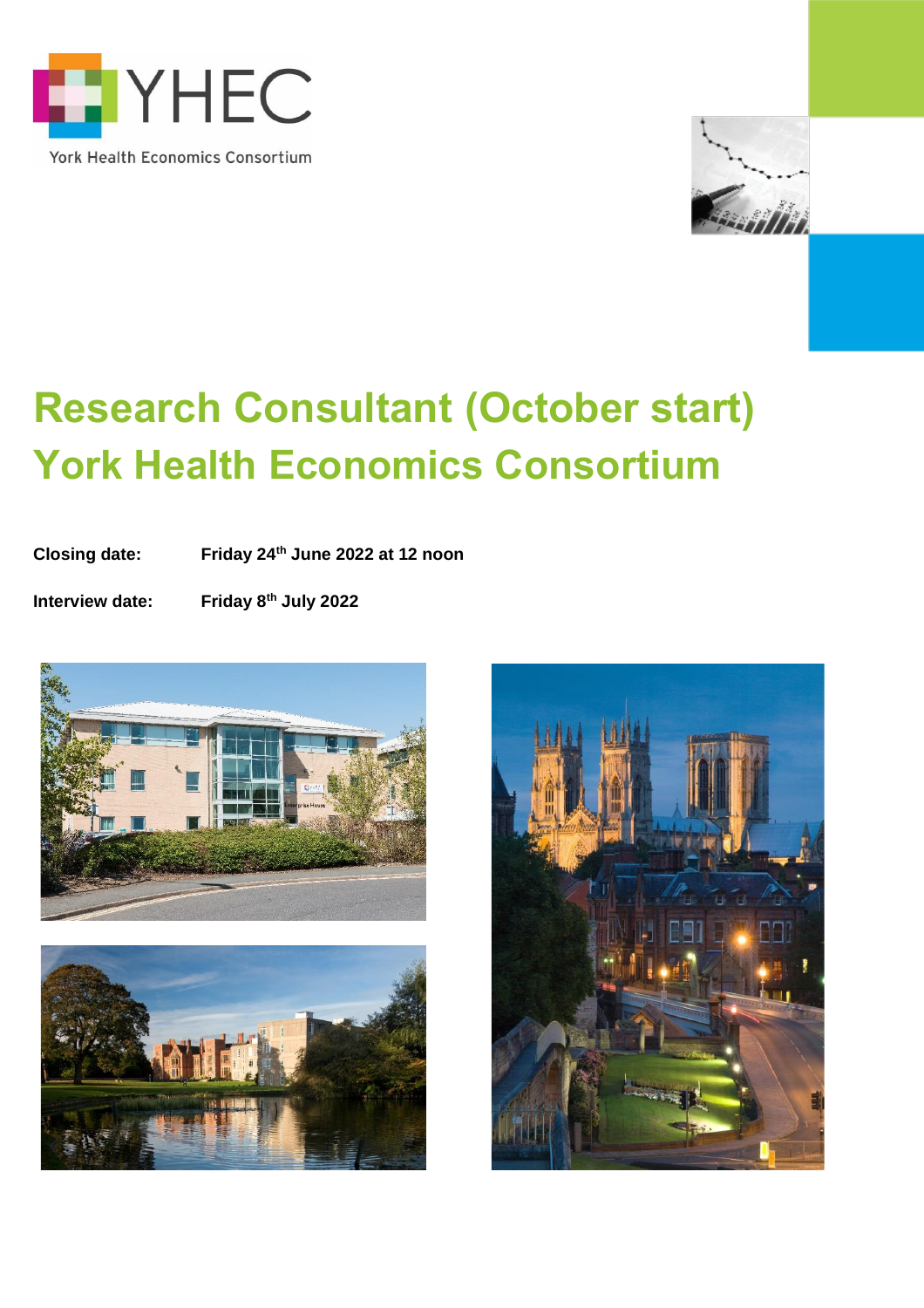YHEC

York Health Economics Consortium

# Research Consultant (October start) York Health Economics Consortium

**Closing date:** **Friday 24th June 2022 at 12 noon**

**Interview date:** **Friday 8th July 2022**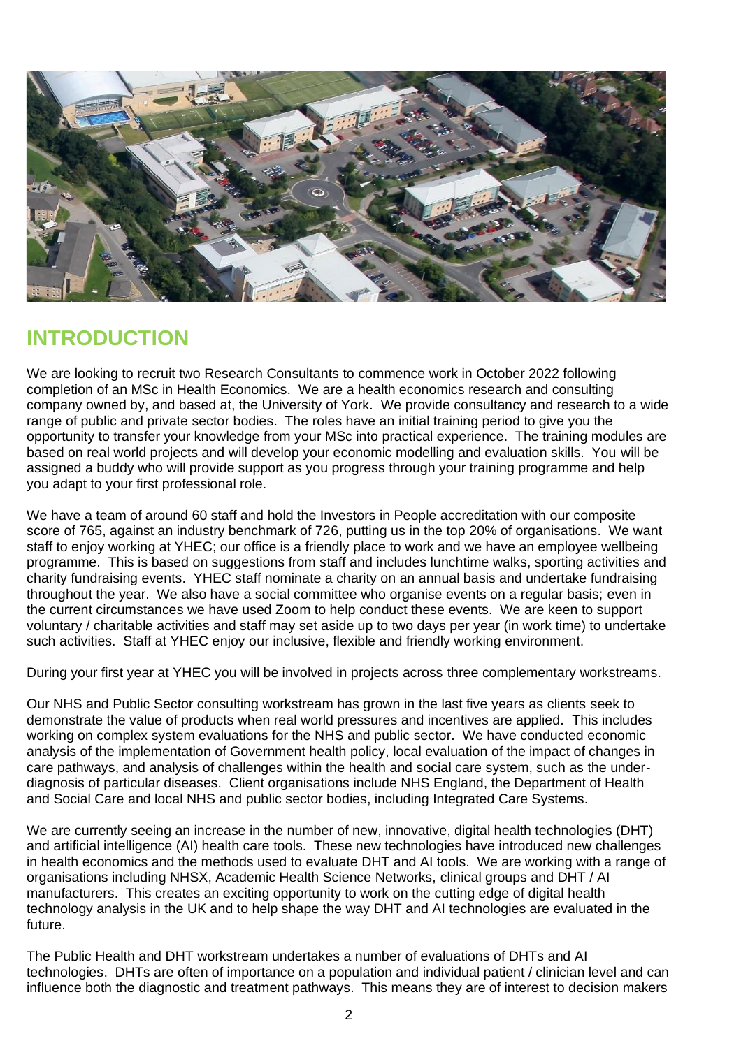# INTRODUCTION

We are looking to recruit two Research Consultants to commence work in October 2022 following completion of an MSc in Health Economics. We are a health economics research and consulting company owned by, and based at, the University of York. We provide consultancy and research to a wide range of public and private sector bodies. The roles have an initial training period to give you the opportunity to transfer your knowledge from your MSc into practical experience. The training modules are based on real world projects and will develop your economic modelling and evaluation skills. You will be assigned a buddy who will provide support as you progress through your training programme and help you adapt to your first professional role.

We have a team of around 60 staff and hold the Investors in People accreditation with our composite score of 765, against an industry benchmark of 726, putting us in the top 20% of organisations. We want staff to enjoy working at YHEC; our office is a friendly place to work and we have an employee wellbeing programme. This is based on suggestions from staff and includes lunchtime walks, sporting activities and charity fundraising events. YHEC staff nominate a charity on an annual basis and undertake fundraising throughout the year. We also have a social committee who organise events on a regular basis; even in the current circumstances we have used Zoom to help conduct these events. We are keen to support voluntary / charitable activities and staff may set aside up to two days per year (in work time) to undertake such activities. Staff at YHEC enjoy our inclusive, flexible and friendly working environment.

During your first year at YHEC you will be involved in projects across three complementary workstreams.

Our NHS and Public Sector consulting workstream has grown in the last five years as clients seek to demonstrate the value of products when real world pressures and incentives are applied. This includes working on complex system evaluations for the NHS and public sector. We have conducted economic analysis of the implementation of Government health policy, local evaluation of the impact of changes in care pathways, and analysis of challenges within the health and social care system, such as the under-diagnosis of particular diseases. Client organisations include NHS England, the Department of Health and Social Care and local NHS and public sector bodies, including Integrated Care Systems.

We are currently seeing an increase in the number of new, innovative, digital health technologies (DHT) and artificial intelligence (AI) health care tools. These new technologies have introduced new challenges in health economics and the methods used to evaluate DHT and AI tools. We are working with a range of organisations including NHSX, Academic Health Science Networks, clinical groups and DHT / AI manufacturers. This creates an exciting opportunity to work on the cutting edge of digital health technology analysis in the UK and to help shape the way DHT and AI technologies are evaluated in the future.

The Public Health and DHT workstream undertakes a number of evaluations of DHTs and AI technologies. DHTs are often of importance on a population and individual patient / clinician level and can influence both the diagnostic and treatment pathways. This means they are of interest to decision makers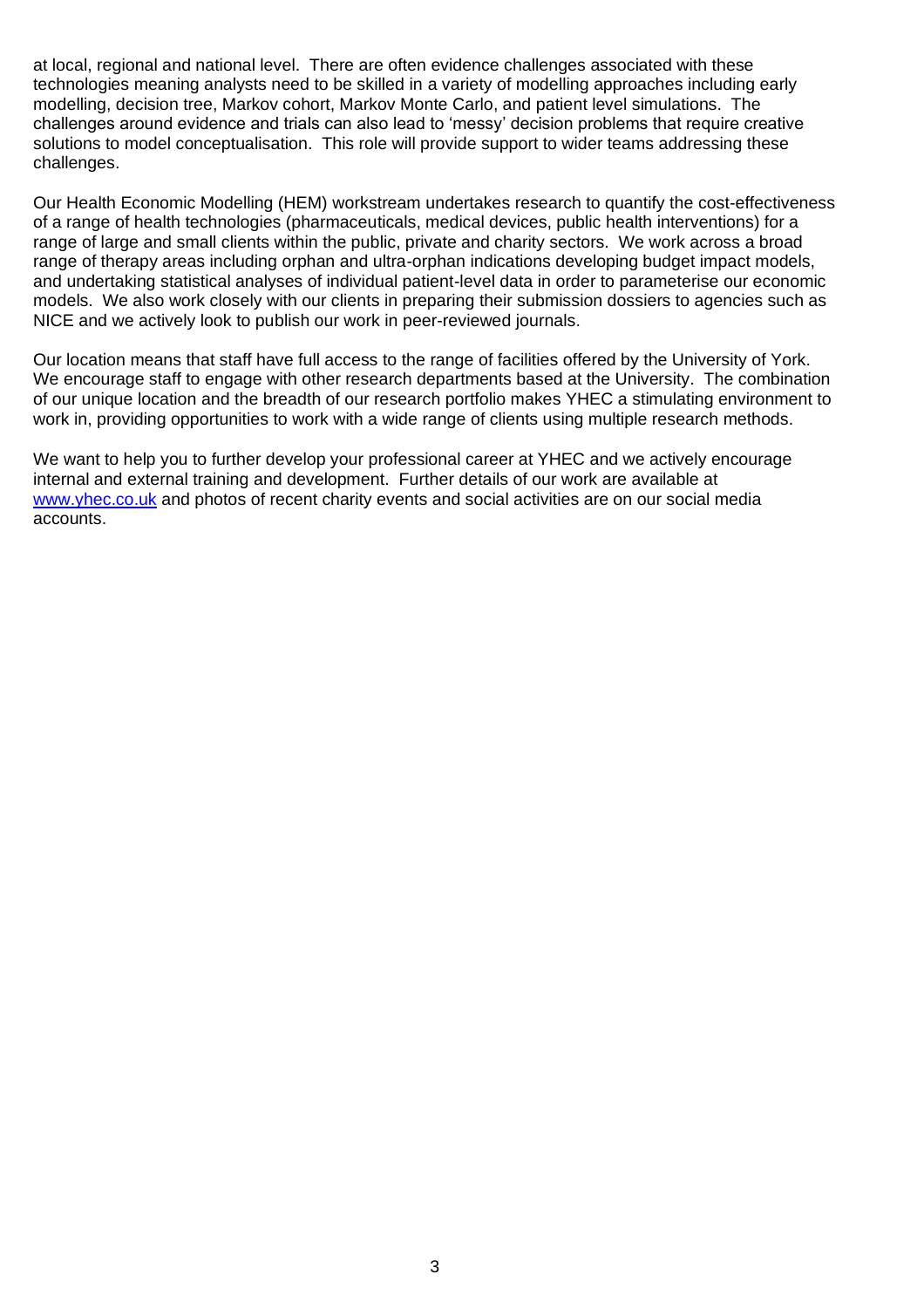at local, regional and national level. There are often evidence challenges associated with these technologies meaning analysts need to be skilled in a variety of modelling approaches including early modelling, decision tree, Markov cohort, Markov Monte Carlo, and patient level simulations. The challenges around evidence and trials can also lead to 'messy' decision problems that require creative solutions to model conceptualisation. This role will provide support to wider teams addressing these challenges.

Our Health Economic Modelling (HEM) workstream undertakes research to quantify the cost-effectiveness of a range of health technologies (pharmaceuticals, medical devices, public health interventions) for a range of large and small clients within the public, private and charity sectors. We work across a broad range of therapy areas including orphan and ultra-orphan indications developing budget impact models, and undertaking statistical analyses of individual patient-level data in order to parameterise our economic models. We also work closely with our clients in preparing their submission dossiers to agencies such as NICE and we actively look to publish our work in peer-reviewed journals.

Our location means that staff have full access to the range of facilities offered by the University of York. We encourage staff to engage with other research departments based at the University. The combination of our unique location and the breadth of our research portfolio makes YHEC a stimulating environment to work in, providing opportunities to work with a wide range of clients using multiple research methods.

We want to help you to further develop your professional career at YHEC and we actively encourage internal and external training and development. Further details of our work are available at [www.yhec.co.uk](http://www.yhec.co.uk) and photos of recent charity events and social activities are on our social media accounts.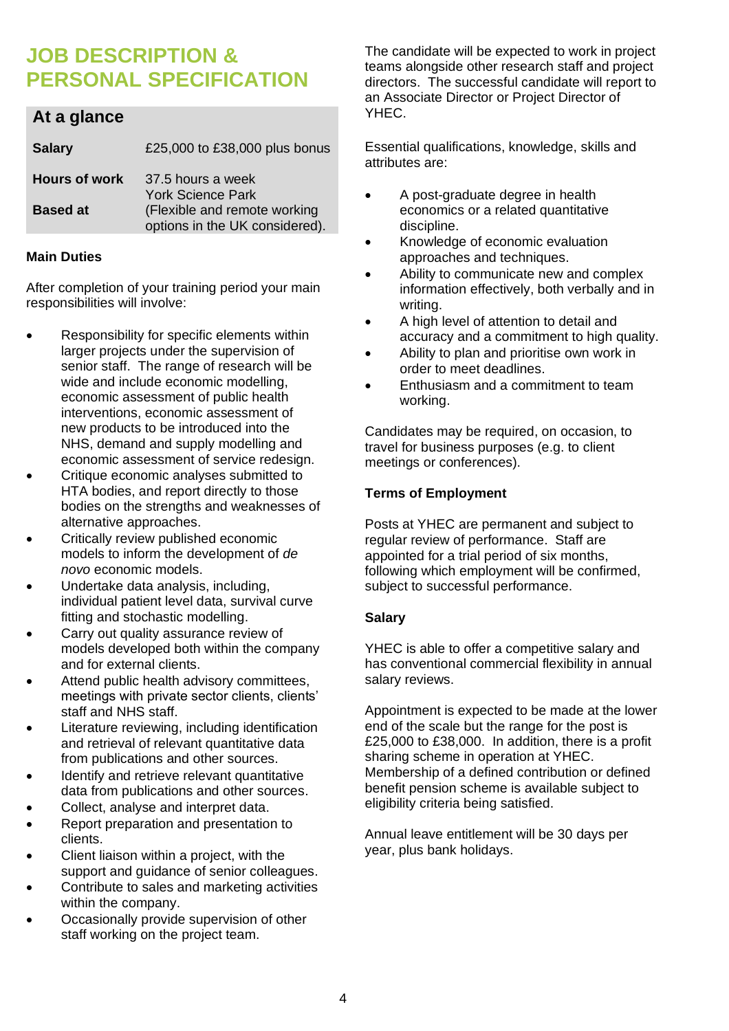# JOB DESCRIPTION & PERSONAL SPECIFICATION

## At a glance

| | |
|---|---|
| **Salary** | £25,000 to £38,000 plus bonus |
| **Hours of work** | 37.5 hours a week |
| **Based at** | York Science Park (Flexible and remote working options in the UK considered). |

### Main Duties

After completion of your training period your main responsibilities will involve:

- Responsibility for specific elements within larger projects under the supervision of senior staff. The range of research will be wide and include economic modelling, economic assessment of public health interventions, economic assessment of new products to be introduced into the NHS, demand and supply modelling and economic assessment of service redesign.
- Critique economic analyses submitted to HTA bodies, and report directly to those bodies on the strengths and weaknesses of alternative approaches.
- Critically review published economic models to inform the development of *de novo* economic models.
- Undertake data analysis, including, individual patient level data, survival curve fitting and stochastic modelling.
- Carry out quality assurance review of models developed both within the company and for external clients.
- Attend public health advisory committees, meetings with private sector clients, clients' staff and NHS staff.
- Literature reviewing, including identification and retrieval of relevant quantitative data from publications and other sources.
- Identify and retrieve relevant quantitative data from publications and other sources.
- Collect, analyse and interpret data.
- Report preparation and presentation to clients.
- Client liaison within a project, with the support and guidance of senior colleagues.
- Contribute to sales and marketing activities within the company.
- Occasionally provide supervision of other staff working on the project team.

The candidate will be expected to work in project teams alongside other research staff and project directors. The successful candidate will report to an Associate Director or Project Director of YHEC.

Essential qualifications, knowledge, skills and attributes are:

- A post-graduate degree in health economics or a related quantitative discipline.
- Knowledge of economic evaluation approaches and techniques.
- Ability to communicate new and complex information effectively, both verbally and in writing.
- A high level of attention to detail and accuracy and a commitment to high quality.
- Ability to plan and prioritise own work in order to meet deadlines.
- Enthusiasm and a commitment to team working.

Candidates may be required, on occasion, to travel for business purposes (e.g. to client meetings or conferences).

### Terms of Employment

Posts at YHEC are permanent and subject to regular review of performance. Staff are appointed for a trial period of six months, following which employment will be confirmed, subject to successful performance.

### Salary

YHEC is able to offer a competitive salary and has conventional commercial flexibility in annual salary reviews.

Appointment is expected to be made at the lower end of the scale but the range for the post is £25,000 to £38,000. In addition, there is a profit sharing scheme in operation at YHEC. Membership of a defined contribution or defined benefit pension scheme is available subject to eligibility criteria being satisfied.

Annual leave entitlement will be 30 days per year, plus bank holidays.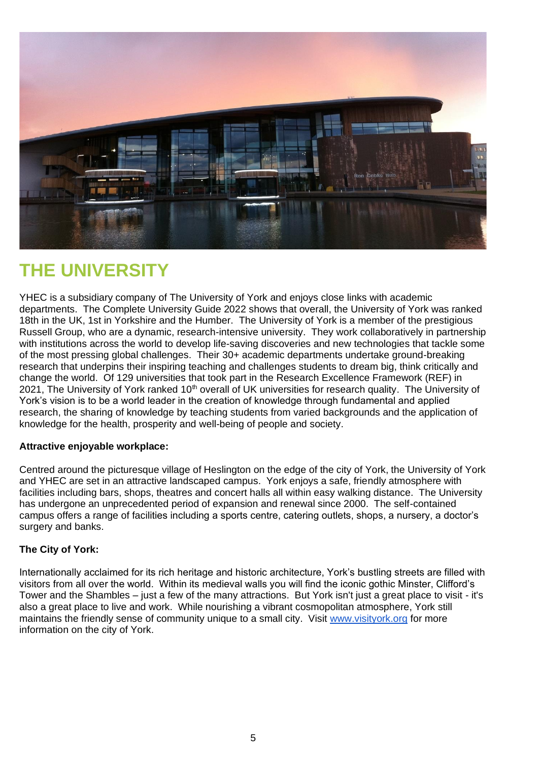# THE UNIVERSITY

YHEC is a subsidiary company of The University of York and enjoys close links with academic departments. The Complete University Guide 2022 shows that overall, the University of York was ranked 18th in the UK, 1st in Yorkshire and the Humber. The University of York is a member of the prestigious Russell Group, who are a dynamic, research-intensive university. They work collaboratively in partnership with institutions across the world to develop life-saving discoveries and new technologies that tackle some of the most pressing global challenges. Their 30+ academic departments undertake ground-breaking research that underpins their inspiring teaching and challenges students to dream big, think critically and change the world. Of 129 universities that took part in the Research Excellence Framework (REF) in 2021, The University of York ranked 10th overall of UK universities for research quality. The University of York's vision is to be a world leader in the creation of knowledge through fundamental and applied research, the sharing of knowledge by teaching students from varied backgrounds and the application of knowledge for the health, prosperity and well-being of people and society.

**Attractive enjoyable workplace:**

Centred around the picturesque village of Heslington on the edge of the city of York, the University of York and YHEC are set in an attractive landscaped campus. York enjoys a safe, friendly atmosphere with facilities including bars, shops, theatres and concert halls all within easy walking distance. The University has undergone an unprecedented period of expansion and renewal since 2000. The self-contained campus offers a range of facilities including a sports centre, catering outlets, shops, a nursery, a doctor's surgery and banks.

**The City of York:**

Internationally acclaimed for its rich heritage and historic architecture, York's bustling streets are filled with visitors from all over the world. Within its medieval walls you will find the iconic gothic Minster, Clifford's Tower and the Shambles – just a few of the many attractions. But York isn't just a great place to visit - it's also a great place to live and work. While nourishing a vibrant cosmopolitan atmosphere, York still maintains the friendly sense of community unique to a small city. Visit www.visityork.org for more information on the city of York.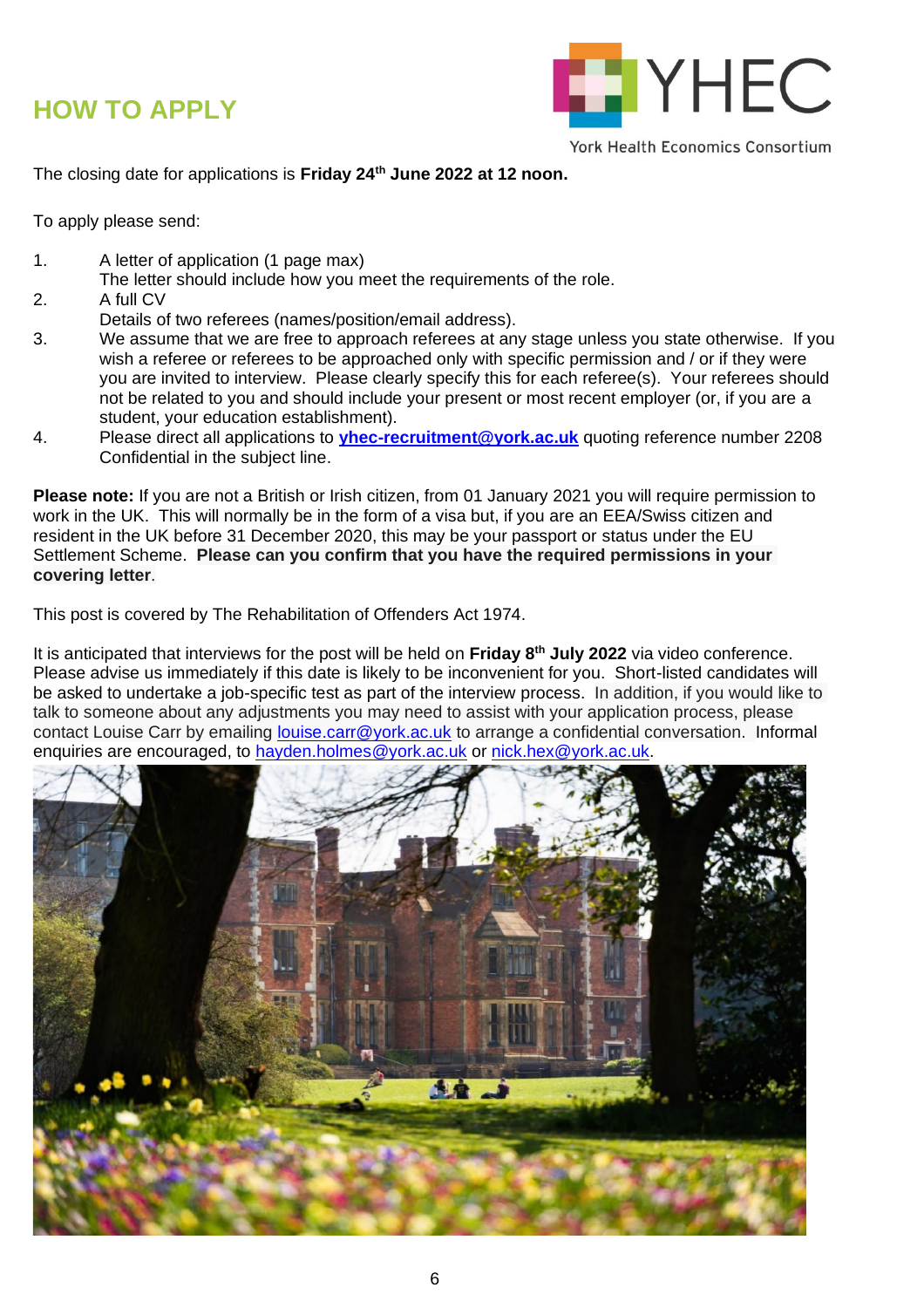# HOW TO APPLY

YHEC

York Health Economics Consortium

The closing date for applications is **Friday 24th June 2022 at 12 noon.**

To apply please send:

1. A letter of application (1 page max)
   The letter should include how you meet the requirements of the role.
2. A full CV
   Details of two referees (names/position/email address).
3. We assume that we are free to approach referees at any stage unless you state otherwise. If you wish a referee or referees to be approached only with specific permission and / or if they were you are invited to interview. Please clearly specify this for each referee(s). Your referees should not be related to you and should include your present or most recent employer (or, if you are a student, your education establishment).
4. Please direct all applications to **yhec-recruitment@york.ac.uk** quoting reference number 2208 Confidential in the subject line.

**Please note:** If you are not a British or Irish citizen, from 01 January 2021 you will require permission to work in the UK. This will normally be in the form of a visa but, if you are an EEA/Swiss citizen and resident in the UK before 31 December 2020, this may be your passport or status under the EU Settlement Scheme. **Please can you confirm that you have the required permissions in your covering letter**.

This post is covered by The Rehabilitation of Offenders Act 1974.

It is anticipated that interviews for the post will be held on **Friday 8th July 2022** via video conference. Please advise us immediately if this date is likely to be inconvenient for you. Short-listed candidates will be asked to undertake a job-specific test as part of the interview process. In addition, if you would like to talk to someone about any adjustments you may need to assist with your application process, please contact Louise Carr by emailing louise.carr@york.ac.uk to arrange a confidential conversation. Informal enquiries are encouraged, to hayden.holmes@york.ac.uk or nick.hex@york.ac.uk.